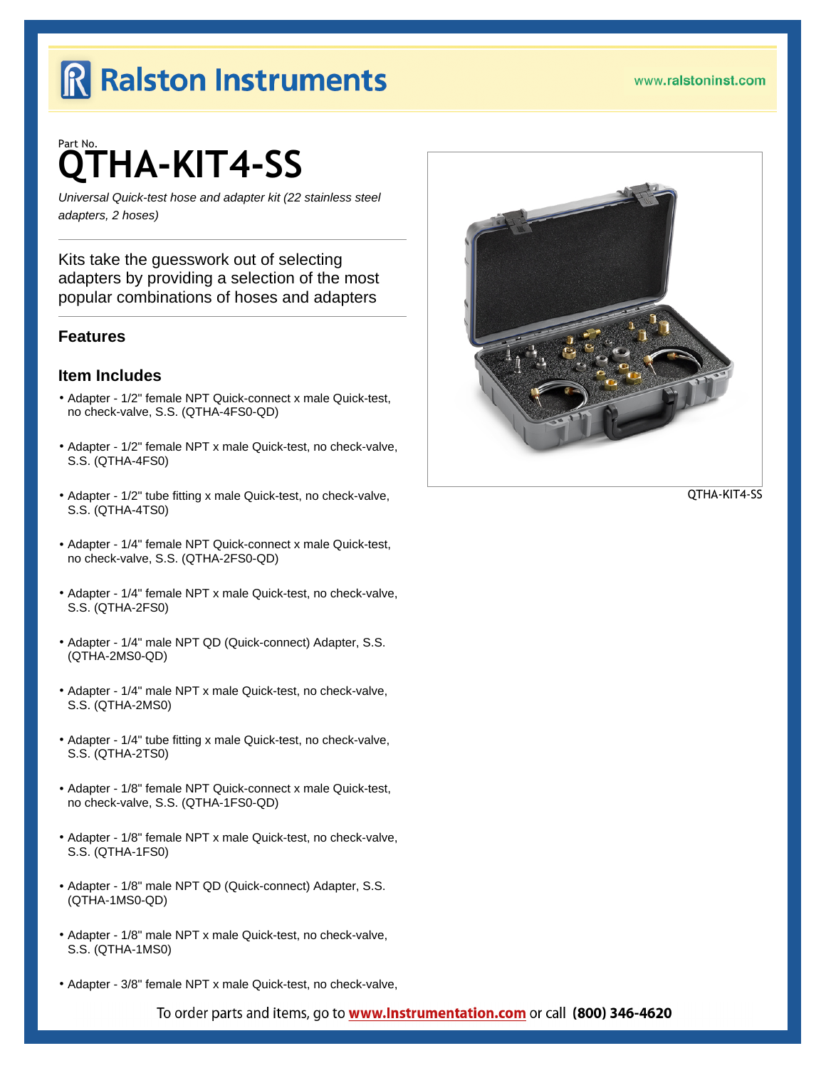# Ralston Instruments

www.ralstoninst.com

Part No.

# QTHA-KIT4-SS

*Universal Quick-test hose and adapter kit (22 stainless steel adapters, 2 hoses)*

Kits take the guesswork out of selecting adapters by providing a selection of the most popular combinations of hoses and adapters

QTHA-KIT4-SS

### Features

### Item Includes

- Adapter - 1/2" female NPT Quick-connect x male Quick-test, no check-valve, S.S. (QTHA-4FS0-QD)
- Adapter - 1/2" female NPT x male Quick-test, no check-valve, S.S. (QTHA-4FS0)
- Adapter - 1/2" tube fitting x male Quick-test, no check-valve, S.S. (QTHA-4TS0)
- Adapter - 1/4" female NPT Quick-connect x male Quick-test, no check-valve, S.S. (QTHA-2FS0-QD)
- Adapter - 1/4" female NPT x male Quick-test, no check-valve, S.S. (QTHA-2FS0)
- Adapter - 1/4" male NPT QD (Quick-connect) Adapter, S.S. (QTHA-2MS0-QD)
- Adapter - 1/4" male NPT x male Quick-test, no check-valve, S.S. (QTHA-2MS0)
- Adapter - 1/4" tube fitting x male Quick-test, no check-valve, S.S. (QTHA-2TS0)
- Adapter - 1/8" female NPT Quick-connect x male Quick-test, no check-valve, S.S. (QTHA-1FS0-QD)
- Adapter - 1/8" female NPT x male Quick-test, no check-valve, S.S. (QTHA-1FS0)
- Adapter - 1/8" male NPT QD (Quick-connect) Adapter, S.S. (QTHA-1MS0-QD)
- Adapter - 1/8" male NPT x male Quick-test, no check-valve, S.S. (QTHA-1MS0)
- Adapter - 3/8" female NPT x male Quick-test, no check-valve,

To order parts and items, go to **www.Instrumentation.com** or call **(800) 346-4620**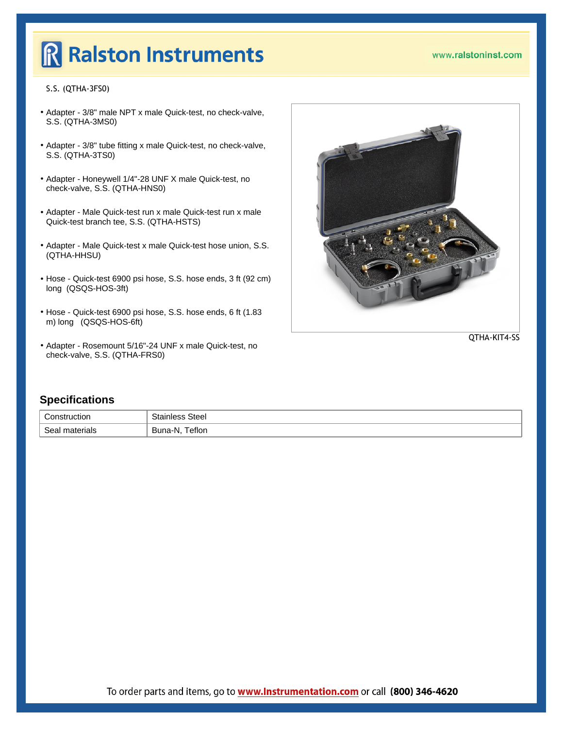S.S. (QTHA-3FS0)

- Adapter - 3/8" male NPT x male Quick-test, no check-valve, S.S. (QTHA-3MS0)
- Adapter - 3/8" tube fitting x male Quick-test, no check-valve, S.S. (QTHA-3TS0)
- Adapter - Honeywell 1/4"-28 UNF X male Quick-test, no check-valve, S.S. (QTHA-HNS0)
- Adapter - Male Quick-test run x male Quick-test run x male Quick-test branch tee, S.S. (QTHA-HSTS)
- Adapter - Male Quick-test x male Quick-test hose union, S.S. (QTHA-HHSU)
- Hose - Quick-test 6900 psi hose, S.S. hose ends, 3 ft (92 cm) long (QSQS-HOS-3ft)
- Hose - Quick-test 6900 psi hose, S.S. hose ends, 6 ft (1.83 m) long (QSQS-HOS-6ft)
- Adapter - Rosemount 5/16"-24 UNF x male Quick-test, no check-valve, S.S. (QTHA-FRS0)

QTHA-KIT4-SS

## Specifications

| | |
|---|---|
| Construction | Stainless Steel |
| Seal materials | Buna-N, Teflon |

To order parts and items, go to **www.Instrumentation.com** or call **(800) 346-4620**